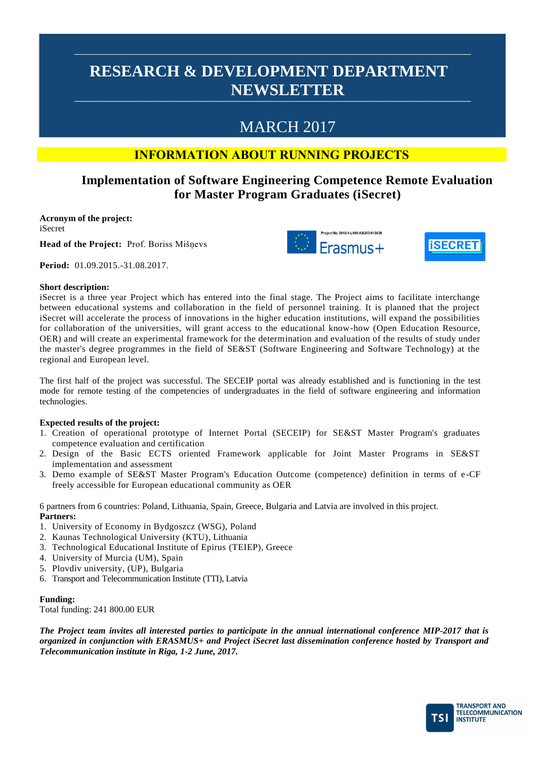# RESEARCH & DEVELOPMENT DEPARTMENT NEWSLETTER

## MARCH 2017

## INFORMATION ABOUT RUNNING PROJECTS

### Implementation of Software Engineering Competence Remote Evaluation for Master Program Graduates (iSecret)

**Acronym of the project:**
iSecret

**Head of the Project:** Prof. Boriss Mišņevs

**Period:** 01.09.2015.-31.08.2017.

**Short description:**
iSecret is a three year Project which has entered into the final stage. The Project aims to facilitate interchange between educational systems and collaboration in the field of personnel training. It is planned that the project iSecret will accelerate the process of innovations in the higher education institutions, will expand the possibilities for collaboration of the universities, will grant access to the educational know-how (Open Education Resource, OER) and will create an experimental framework for the determination and evaluation of the results of study under the master's degree programmes in the field of SE&ST (Software Engineering and Software Technology) at the regional and European level.

The first half of the project was successful. The SECEIP portal was already established and is functioning in the test mode for remote testing of the competencies of undergraduates in the field of software engineering and information technologies.

**Expected results of the project:**

1. Creation of operational prototype of Internet Portal (SECEIP) for SE&ST Master Program's graduates competence evaluation and certification
2. Design of the Basic ECTS oriented Framework applicable for Joint Master Programs in SE&ST implementation and assessment
3. Demo example of SE&ST Master Program's Education Outcome (competence) definition in terms of e-CF freely accessible for European educational community as OER

6 partners from 6 countries: Poland, Lithuania, Spain, Greece, Bulgaria and Latvia are involved in this project.
**Partners:**

1. University of Economy in Bydgoszcz (WSG), Poland
2. Kaunas Technological University (KTU), Lithuania
3. Technological Educational Institute of Epirus (TEIEP), Greece
4. University of Murcia (UM), Spain
5. Plovdiv university, (UP), Bulgaria
6. Transport and Telecommunication Institute (TTI), Latvia

**Funding:**
Total funding: 241 800.00 EUR

***The Project team invites all interested parties to participate in the annual international conference MIP-2017 that is organized in conjunction with ERASMUS+ and Project iSecret last dissemination conference hosted by Transport and Telecommunication institute in Riga, 1-2 June, 2017.***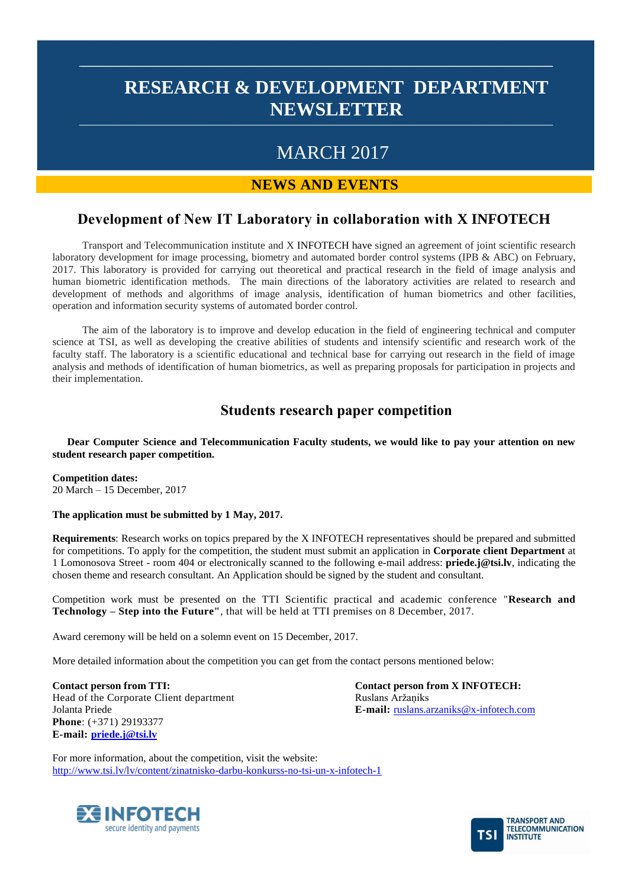# RESEARCH & DEVELOPMENT DEPARTMENT NEWSLETTER

## MARCH 2017

## NEWS AND EVENTS

### Development of New IT Laboratory in collaboration with X INFOTECH

Transport and Telecommunication institute and X INFOTECH have signed an agreement of joint scientific research laboratory development for image processing, biometry and automated border control systems (IPB & ABC) on February, 2017. This laboratory is provided for carrying out theoretical and practical research in the field of image analysis and human biometric identification methods. The main directions of the laboratory activities are related to research and development of methods and algorithms of image analysis, identification of human biometrics and other facilities, operation and information security systems of automated border control.

The aim of the laboratory is to improve and develop education in the field of engineering technical and computer science at TSI, as well as developing the creative abilities of students and intensify scientific and research work of the faculty staff. The laboratory is a scientific educational and technical base for carrying out research in the field of image analysis and methods of identification of human biometrics, as well as preparing proposals for participation in projects and their implementation.

### Students research paper competition

**Dear Computer Science and Telecommunication Faculty students, we would like to pay your attention on new student research paper competition.**

**Competition dates:**
20 March – 15 December, 2017

**The application must be submitted by 1 May, 2017.**

**Requirements**: Research works on topics prepared by the X INFOTECH representatives should be prepared and submitted for competitions. To apply for the competition, the student must submit an application in **Corporate client Department** at 1 Lomonosova Street - room 404 or electronically scanned to the following e-mail address: **priede.j@tsi.lv**, indicating the chosen theme and research consultant. An Application should be signed by the student and consultant.

Competition work must be presented on the TTI Scientific practical and academic conference "**Research and Technology – Step into the Future"**, that will be held at TTI premises on 8 December, 2017.

Award ceremony will be held on a solemn event on 15 December, 2017.

More detailed information about the competition you can get from the contact persons mentioned below:

**Contact person from TTI:**
Head of the Corporate Client department
Jolanta Priede
**Phone**: (+371) 29193377
**E-mail:** **priede.j@tsi.lv**

**Contact person from X INFOTECH:**
Ruslans Aržaņiks
**E-mail:** ruslans.arzaniks@x-infotech.com

For more information, about the competition, visit the website:
http://www.tsi.lv/lv/content/zinatnisko-darbu-konkurss-no-tsi-un-x-infotech-1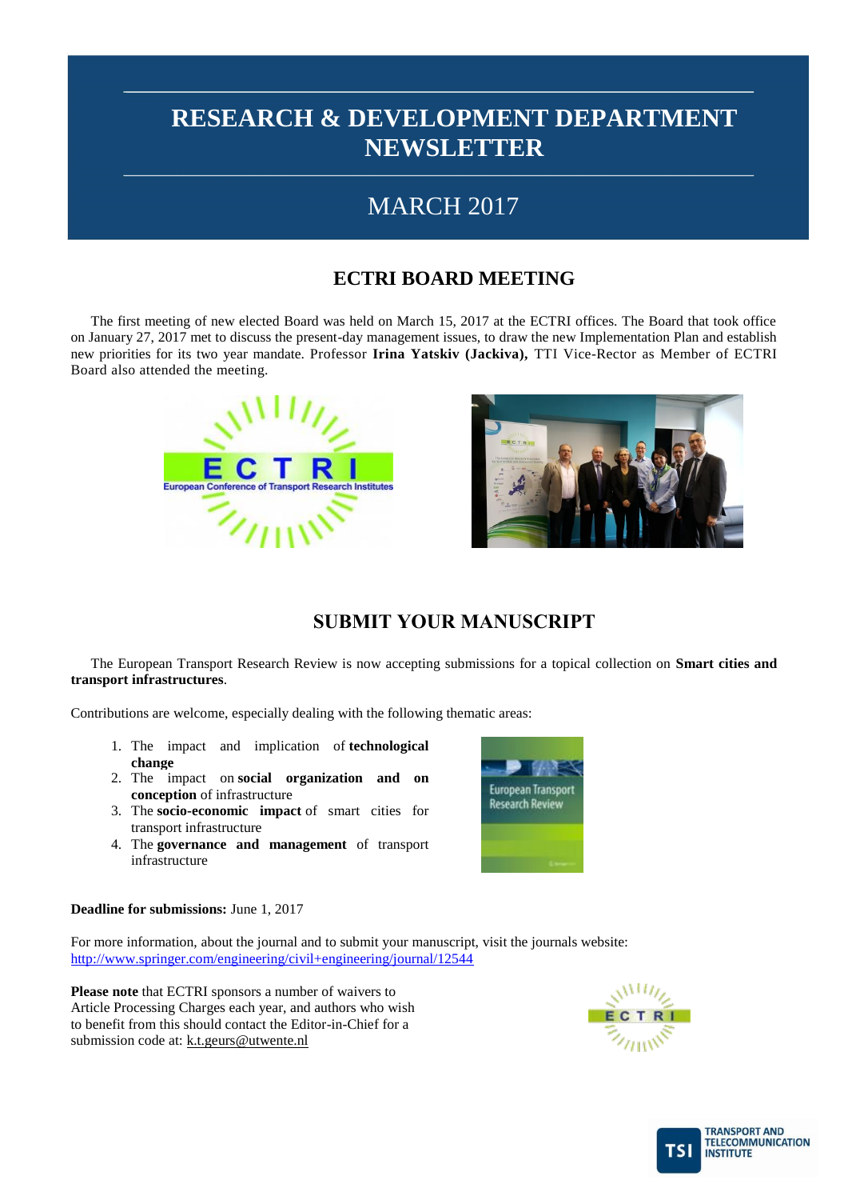# RESEARCH & DEVELOPMENT DEPARTMENT NEWSLETTER

## MARCH 2017

## ECTRI BOARD MEETING

The first meeting of new elected Board was held on March 15, 2017 at the ECTRI offices. The Board that took office on January 27, 2017 met to discuss the present-day management issues, to draw the new Implementation Plan and establish new priorities for its two year mandate. Professor **Irina Yatskiv (Jackiva),** TTI Vice-Rector as Member of ECTRI Board also attended the meeting.

## SUBMIT YOUR MANUSCRIPT

The European Transport Research Review is now accepting submissions for a topical collection on **Smart cities and transport infrastructures**.

Contributions are welcome, especially dealing with the following thematic areas:

1. The impact and implication of **technological change**
2. The impact on **social organization and on conception** of infrastructure
3. The **socio-economic impact** of smart cities for transport infrastructure
4. The **governance and management** of transport infrastructure

**Deadline for submissions:** June 1, 2017

For more information, about the journal and to submit your manuscript, visit the journals website: http://www.springer.com/engineering/civil+engineering/journal/12544

**Please note** that ECTRI sponsors a number of waivers to Article Processing Charges each year, and authors who wish to benefit from this should contact the Editor-in-Chief for a submission code at: k.t.geurs@utwente.nl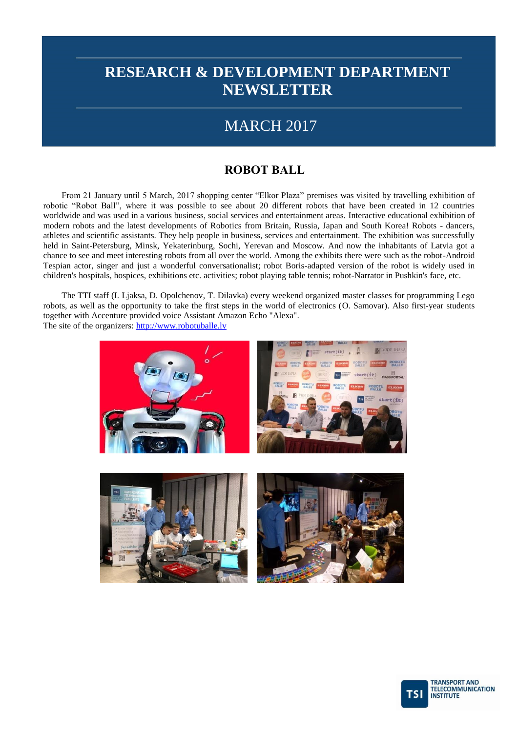# RESEARCH & DEVELOPMENT DEPARTMENT NEWSLETTER

## MARCH 2017

## ROBOT BALL

From 21 January until 5 March, 2017 shopping center "Elkor Plaza" premises was visited by travelling exhibition of robotic "Robot Ball", where it was possible to see about 20 different robots that have been created in 12 countries worldwide and was used in a various business, social services and entertainment areas. Interactive educational exhibition of modern robots and the latest developments of Robotics from Britain, Russia, Japan and South Korea! Robots - dancers, athletes and scientific assistants. They help people in business, services and entertainment. The exhibition was successfully held in Saint-Petersburg, Minsk, Yekaterinburg, Sochi, Yerevan and Moscow. And now the inhabitants of Latvia got a chance to see and meet interesting robots from all over the world. Among the exhibits there were such as the robot-Android Tespian actor, singer and just a wonderful conversationalist; robot Boris-adapted version of the robot is widely used in children's hospitals, hospices, exhibitions etc. activities; robot playing table tennis; robot-Narrator in Pushkin's face, etc.

The TTI staff (I. Ljaksa, D. Opolchenov, T. Dilavka) every weekend organized master classes for programming Lego robots, as well as the opportunity to take the first steps in the world of electronics (O. Samovar). Also first-year students together with Accenture provided voice Assistant Amazon Echo "Alexa".
The site of the organizers: http://www.robotuballe.lv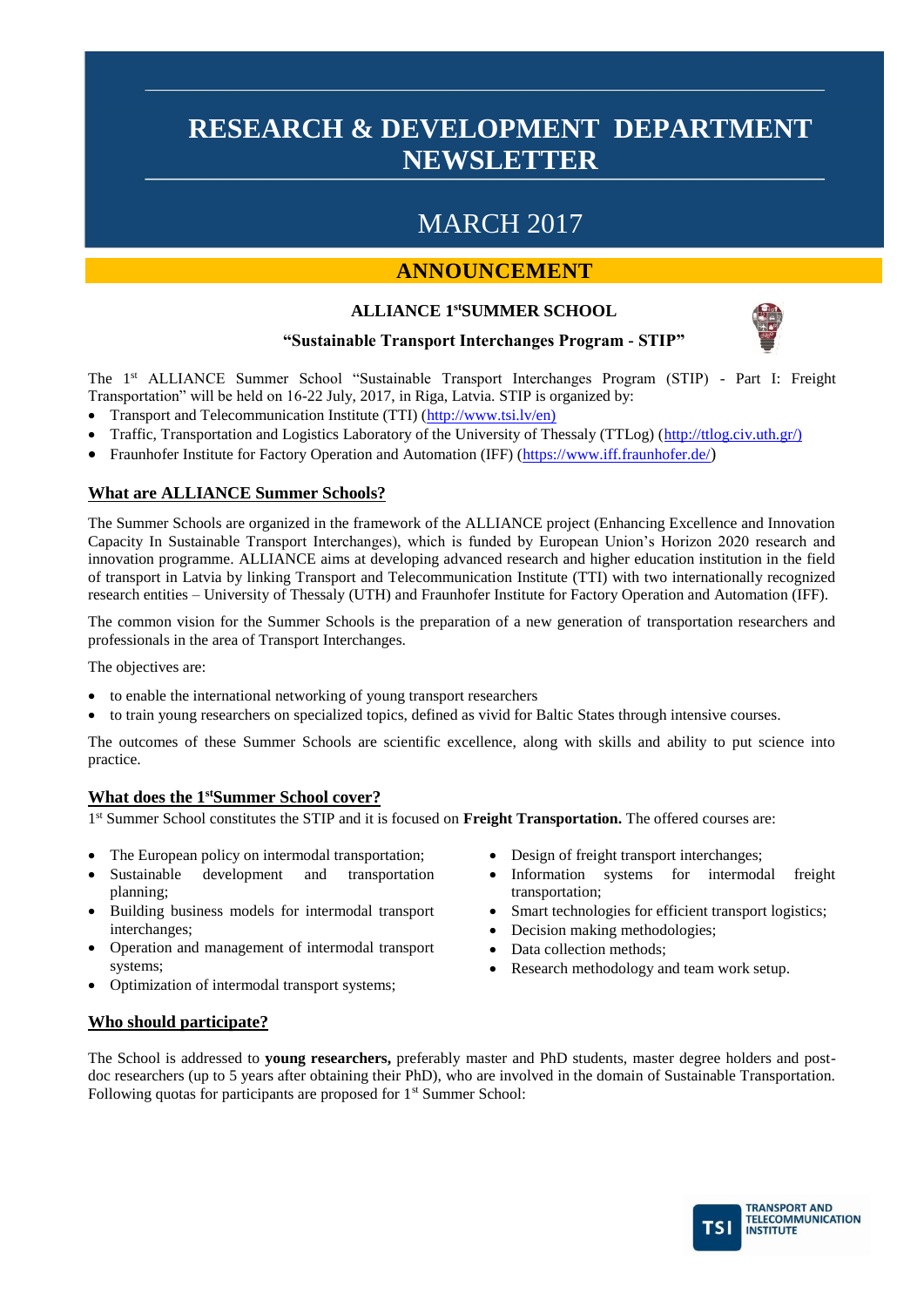# RESEARCH & DEVELOPMENT DEPARTMENT NEWSLETTER

## MARCH 2017

## ANNOUNCEMENT

### ALLIANCE 1st SUMMER SCHOOL

### "Sustainable Transport Interchanges Program - STIP"

The 1st ALLIANCE Summer School "Sustainable Transport Interchanges Program (STIP) - Part I: Freight Transportation" will be held on 16-22 July, 2017, in Riga, Latvia. STIP is organized by:

- Transport and Telecommunication Institute (TTI) (http://www.tsi.lv/en)
- Traffic, Transportation and Logistics Laboratory of the University of Thessaly (TTLog) (http://ttlog.civ.uth.gr/)
- Fraunhofer Institute for Factory Operation and Automation (IFF) (https://www.iff.fraunhofer.de/)

### What are ALLIANCE Summer Schools?

The Summer Schools are organized in the framework of the ALLIANCE project (Enhancing Excellence and Innovation Capacity In Sustainable Transport Interchanges), which is funded by European Union's Horizon 2020 research and innovation programme. ALLIANCE aims at developing advanced research and higher education institution in the field of transport in Latvia by linking Transport and Telecommunication Institute (TTI) with two internationally recognized research entities – University of Thessaly (UTH) and Fraunhofer Institute for Factory Operation and Automation (IFF).

The common vision for the Summer Schools is the preparation of a new generation of transportation researchers and professionals in the area of Transport Interchanges.

The objectives are:

- to enable the international networking of young transport researchers
- to train young researchers on specialized topics, defined as vivid for Baltic States through intensive courses.

The outcomes of these Summer Schools are scientific excellence, along with skills and ability to put science into practice.

### What does the 1st Summer School cover?

1st Summer School constitutes the STIP and it is focused on **Freight Transportation.** The offered courses are:

- The European policy on intermodal transportation;
- Sustainable development and transportation planning;
- Building business models for intermodal transport interchanges;
- Operation and management of intermodal transport systems;
- Optimization of intermodal transport systems;
- Design of freight transport interchanges;
- Information systems for intermodal freight transportation;
- Smart technologies for efficient transport logistics;
- Decision making methodologies;
- Data collection methods;
- Research methodology and team work setup.

### Who should participate?

The School is addressed to **young researchers,** preferably master and PhD students, master degree holders and post-doc researchers (up to 5 years after obtaining their PhD), who are involved in the domain of Sustainable Transportation. Following quotas for participants are proposed for 1st Summer School: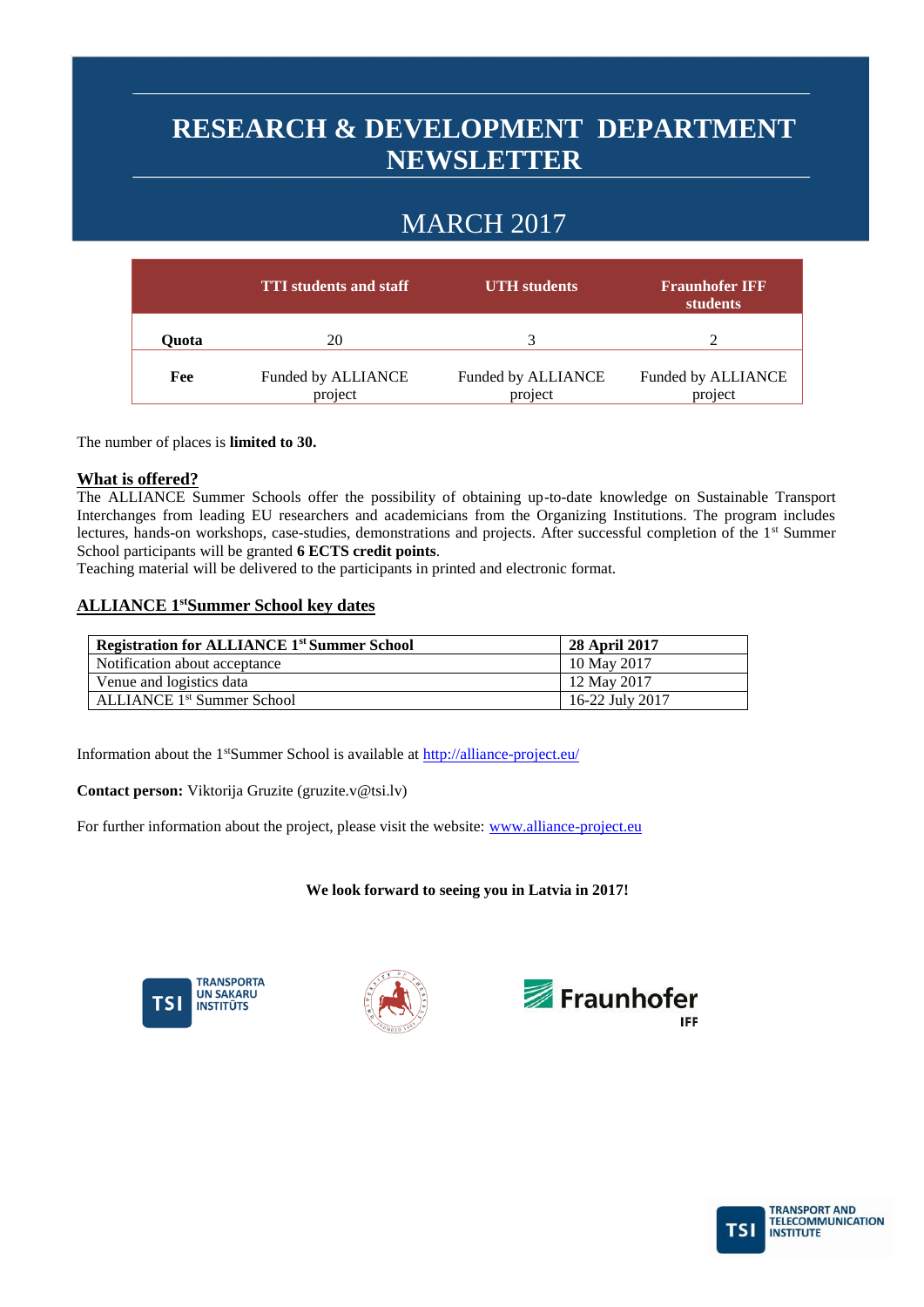# RESEARCH & DEVELOPMENT DEPARTMENT NEWSLETTER

## MARCH 2017

| | TTI students and staff | UTH students | Fraunhofer IFF students |
|---|---|---|---|
| **Quota** | 20 | 3 | 2 |
| **Fee** | Funded by ALLIANCE project | Funded by ALLIANCE project | Funded by ALLIANCE project |

The number of places is **limited to 30.**

**What is offered?**

The ALLIANCE Summer Schools offer the possibility of obtaining up-to-date knowledge on Sustainable Transport Interchanges from leading EU researchers and academicians from the Organizing Institutions. The program includes lectures, hands-on workshops, case-studies, demonstrations and projects. After successful completion of the 1st Summer School participants will be granted **6 ECTS credit points**.

Teaching material will be delivered to the participants in printed and electronic format.

**ALLIANCE 1st Summer School key dates**

| **Registration for ALLIANCE 1st Summer School** | **28 April 2017** |
|---|---|
| Notification about acceptance | 10 May 2017 |
| Venue and logistics data | 12 May 2017 |
| ALLIANCE 1st Summer School | 16-22 July 2017 |

Information about the 1st Summer School is available at http://alliance-project.eu/

**Contact person:** Viktorija Gruzite (gruzite.v@tsi.lv)

For further information about the project, please visit the website: www.alliance-project.eu

**We look forward to seeing you in Latvia in 2017!**

TSI TRANSPORTA UN SAKARU INSTITŪTS

Fraunhofer IFF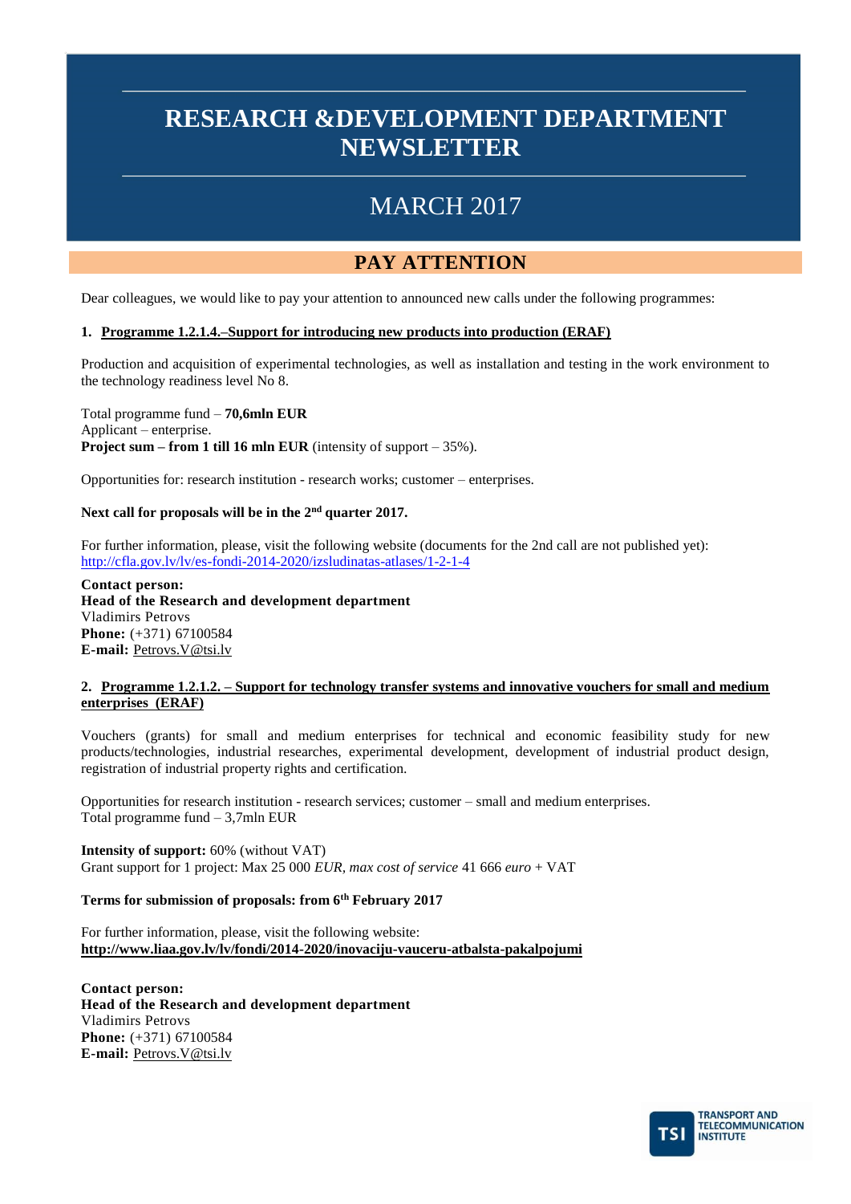# RESEARCH &DEVELOPMENT DEPARTMENT NEWSLETTER

## MARCH 2017

## PAY ATTENTION

Dear colleagues, we would like to pay your attention to announced new calls under the following programmes:

**1. Programme 1.2.1.4.–Support for introducing new products into production (ERAF)**

Production and acquisition of experimental technologies, as well as installation and testing in the work environment to the technology readiness level No 8.

Total programme fund – **70,6mln EUR**
Applicant – enterprise.
**Project sum – from 1 till 16 mln EUR** (intensity of support – 35%).

Opportunities for: research institution - research works; customer – enterprises.

**Next call for proposals will be in the 2nd quarter 2017.**

For further information, please, visit the following website (documents for the 2nd call are not published yet):
http://cfla.gov.lv/lv/es-fondi-2014-2020/izsludinatas-atlases/1-2-1-4

**Contact person:**
**Head of the Research and development department**
Vladimirs Petrovs
**Phone:** (+371) 67100584
**E-mail:** Petrovs.V@tsi.lv

**2. Programme 1.2.1.2. – Support for technology transfer systems and innovative vouchers for small and medium enterprises (ERAF)**

Vouchers (grants) for small and medium enterprises for technical and economic feasibility study for new products/technologies, industrial researches, experimental development, development of industrial product design, registration of industrial property rights and certification.

Opportunities for research institution - research services; customer – small and medium enterprises.
Total programme fund – 3,7mln EUR

**Intensity of support:** 60% (without VAT)
Grant support for 1 project: Max 25 000 *EUR, max cost of service* 41 666 *euro* + VAT

**Terms for submission of proposals: from 6th February 2017**

For further information, please, visit the following website:
**http://www.liaa.gov.lv/lv/fondi/2014-2020/inovaciju-vauceru-atbalsta-pakalpojumi**

**Contact person:**
**Head of the Research and development department**
Vladimirs Petrovs
**Phone:** (+371) 67100584
**E-mail:** Petrovs.V@tsi.lv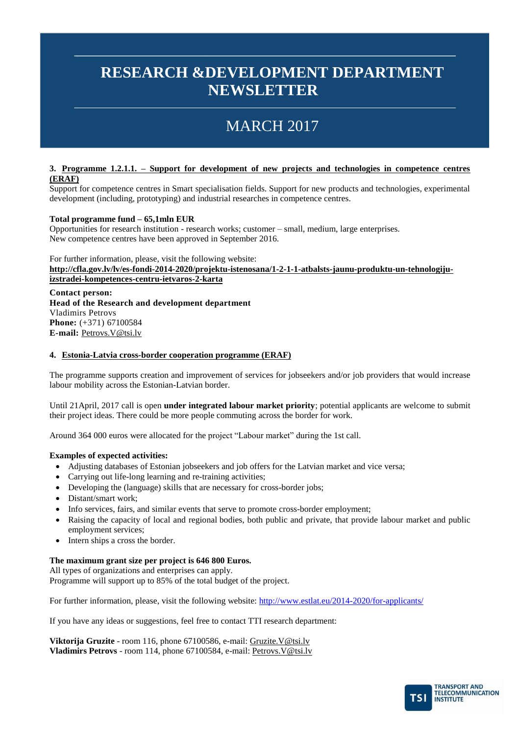# RESEARCH &DEVELOPMENT DEPARTMENT NEWSLETTER

## MARCH 2017

**3. Programme 1.2.1.1. – Support for development of new projects and technologies in competence centres (ERAF)**

Support for competence centres in Smart specialisation fields. Support for new products and technologies, experimental development (including, prototyping) and industrial researches in competence centres.

**Total programme fund – 65,1mln EUR**

Opportunities for research institution - research works; customer – small, medium, large enterprises.
New competence centres have been approved in September 2016.

For further information, please, visit the following website:
**http://cfla.gov.lv/lv/es-fondi-2014-2020/projektu-istenosana/1-2-1-1-atbalsts-jaunu-produktu-un-tehnologiju-izstradei-kompetences-centru-ietvaros-2-karta**

**Contact person:**
**Head of the Research and development department**
Vladimirs Petrovs
**Phone:** (+371) 67100584
**E-mail:** Petrovs.V@tsi.lv

**4. Estonia-Latvia cross-border cooperation programme (ERAF)**

The programme supports creation and improvement of services for jobseekers and/or job providers that would increase labour mobility across the Estonian-Latvian border.

Until 21April, 2017 call is open **under integrated labour market priority**; potential applicants are welcome to submit their project ideas. There could be more people commuting across the border for work.

Around 364 000 euros were allocated for the project "Labour market" during the 1st call.

**Examples of expected activities:**

- Adjusting databases of Estonian jobseekers and job offers for the Latvian market and vice versa;
- Carrying out life-long learning and re-training activities;
- Developing the (language) skills that are necessary for cross-border jobs;
- Distant/smart work;
- Info services, fairs, and similar events that serve to promote cross-border employment;
- Raising the capacity of local and regional bodies, both public and private, that provide labour market and public employment services;
- Intern ships a cross the border.

**The maximum grant size per project is 646 800 Euros.**
All types of organizations and enterprises can apply.
Programme will support up to 85% of the total budget of the project.

For further information, please, visit the following website: http://www.estlat.eu/2014-2020/for-applicants/

If you have any ideas or suggestions, feel free to contact TTI research department:

**Viktorija Gruzite** - room 116, phone 67100586, e-mail: Gruzite.V@tsi.lv
**Vladimirs Petrovs** - room 114, phone 67100584, e-mail: Petrovs.V@tsi.lv